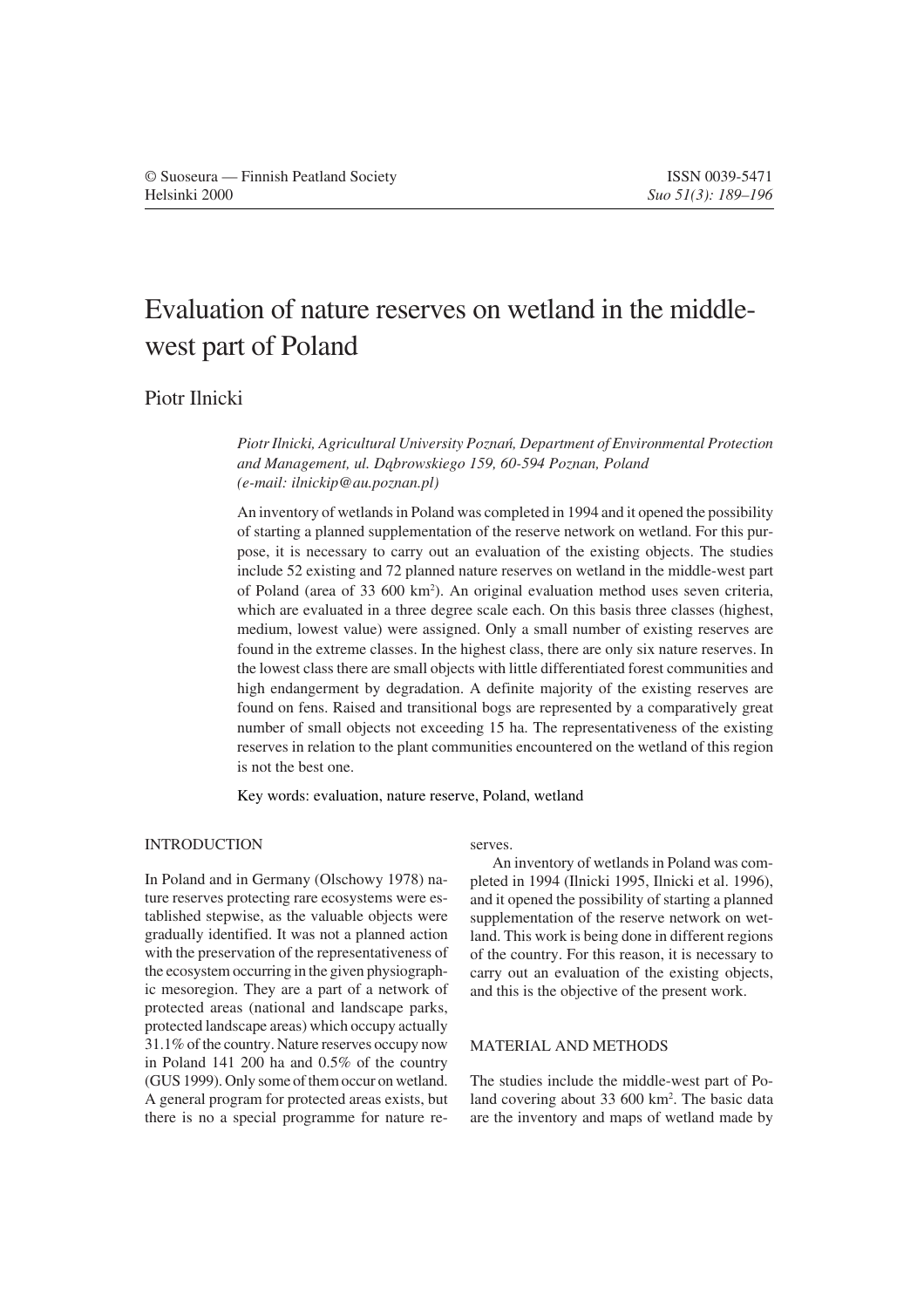# Evaluation of nature reserves on wetland in the middle-west part of Poland

Piotr Ilnicki

*Piotr Ilnicki, Agricultural University Poznań, Department of Environmental Protection and Management, ul. Dąbrowskiego 159, 60-594 Poznan, Poland (e-mail: ilnickip@au.poznan.pl)*

An inventory of wetlands in Poland was completed in 1994 and it opened the possibility of starting a planned supplementation of the reserve network on wetland. For this purpose, it is necessary to carry out an evaluation of the existing objects. The studies include 52 existing and 72 planned nature reserves on wetland in the middle-west part of Poland (area of 33 600 km$^2$). An original evaluation method uses seven criteria, which are evaluated in a three degree scale each. On this basis three classes (highest, medium, lowest value) were assigned. Only a small number of existing reserves are found in the extreme classes. In the highest class, there are only six nature reserves. In the lowest class there are small objects with little differentiated forest communities and high endangerment by degradation. A definite majority of the existing reserves are found on fens. Raised and transitional bogs are represented by a comparatively great number of small objects not exceeding 15 ha. The representativeness of the existing reserves in relation to the plant communities encountered on the wetland of this region is not the best one.

Key words: evaluation, nature reserve, Poland, wetland

## INTRODUCTION

In Poland and in Germany (Olschowy 1978) nature reserves protecting rare ecosystems were established stepwise, as the valuable objects were gradually identified. It was not a planned action with the preservation of the representativeness of the ecosystem occurring in the given physiographic mesoregion. They are a part of a network of protected areas (national and landscape parks, protected landscape areas) which occupy actually 31.1% of the country. Nature reserves occupy now in Poland 141 200 ha and 0.5% of the country (GUS 1999). Only some of them occur on wetland. A general program for protected areas exists, but there is no a special programme for nature reserves.

An inventory of wetlands in Poland was completed in 1994 (Ilnicki 1995, Ilnicki et al. 1996), and it opened the possibility of starting a planned supplementation of the reserve network on wetland. This work is being done in different regions of the country. For this reason, it is necessary to carry out an evaluation of the existing objects, and this is the objective of the present work.

## MATERIAL AND METHODS

The studies include the middle-west part of Poland covering about 33 600 km$^2$. The basic data are the inventory and maps of wetland made by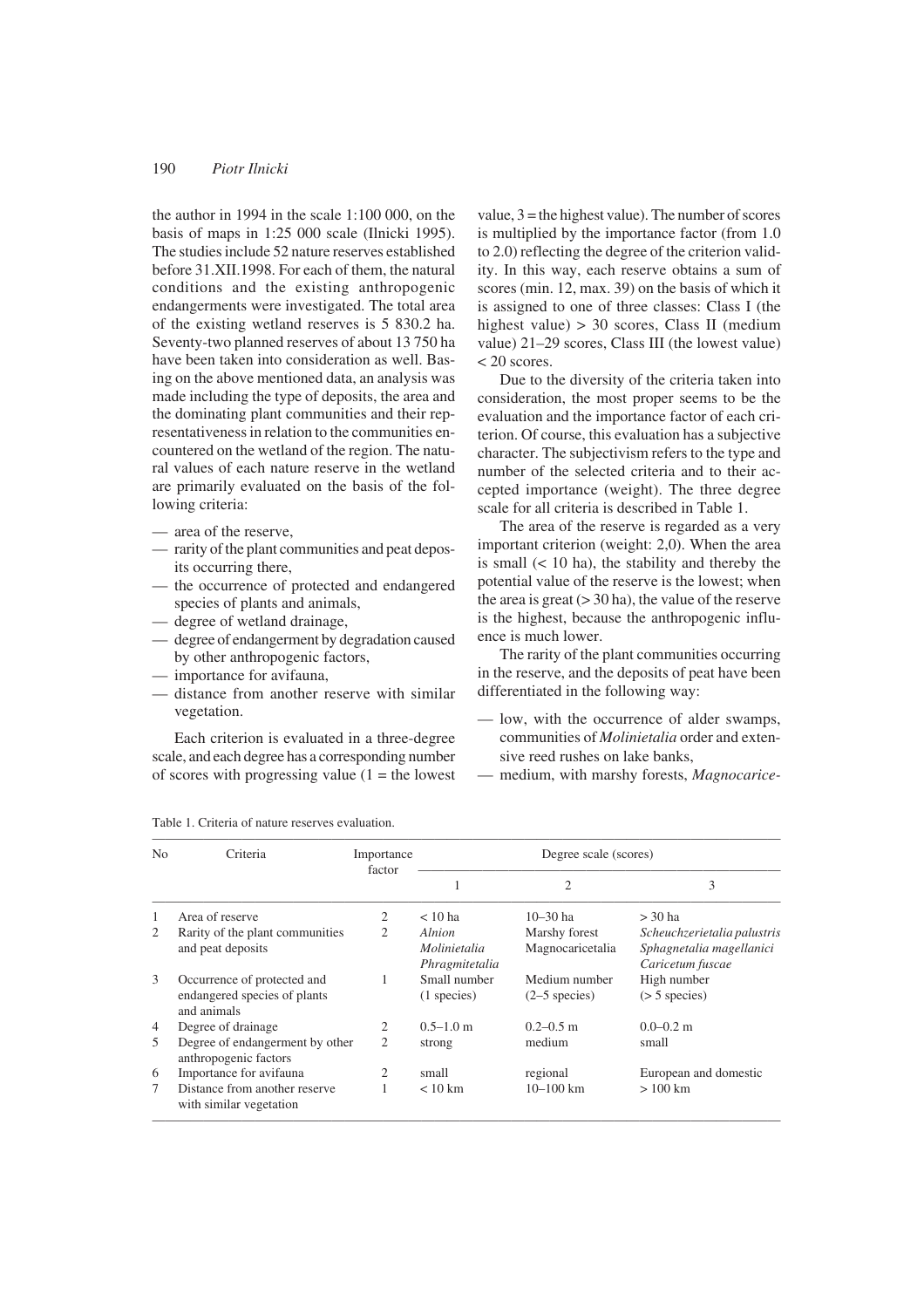the author in 1994 in the scale 1:100 000, on the basis of maps in 1:25 000 scale (Ilnicki 1995). The studies include 52 nature reserves established before 31.XII.1998. For each of them, the natural conditions and the existing anthropogenic endangerments were investigated. The total area of the existing wetland reserves is 5 830.2 ha. Seventy-two planned reserves of about 13 750 ha have been taken into consideration as well. Basing on the above mentioned data, an analysis was made including the type of deposits, the area and the dominating plant communities and their representativeness in relation to the communities encountered on the wetland of the region. The natural values of each nature reserve in the wetland are primarily evaluated on the basis of the following criteria:

- area of the reserve,
- rarity of the plant communities and peat deposits occurring there,
- the occurrence of protected and endangered species of plants and animals,
- degree of wetland drainage,
- degree of endangerment by degradation caused by other anthropogenic factors,
- importance for avifauna,
- distance from another reserve with similar vegetation.

Each criterion is evaluated in a three-degree scale, and each degree has a corresponding number of scores with progressing value (1 = the lowest value, 3 = the highest value). The number of scores is multiplied by the importance factor (from 1.0 to 2.0) reflecting the degree of the criterion validity. In this way, each reserve obtains a sum of scores (min. 12, max. 39) on the basis of which it is assigned to one of three classes: Class I (the highest value) > 30 scores, Class II (medium value) 21–29 scores, Class III (the lowest value) < 20 scores.

Due to the diversity of the criteria taken into consideration, the most proper seems to be the evaluation and the importance factor of each criterion. Of course, this evaluation has a subjective character. The subjectivism refers to the type and number of the selected criteria and to their accepted importance (weight). The three degree scale for all criteria is described in Table 1.

The area of the reserve is regarded as a very important criterion (weight: 2,0). When the area is small (< 10 ha), the stability and thereby the potential value of the reserve is the lowest; when the area is great (> 30 ha), the value of the reserve is the highest, because the anthropogenic influence is much lower.

The rarity of the plant communities occurring in the reserve, and the deposits of peat have been differentiated in the following way:

- low, with the occurrence of alder swamps, communities of *Molinietalia* order and extensive reed rushes on lake banks,
- medium, with marshy forests, *Magnocarice-*

Table 1. Criteria of nature reserves evaluation.

| No | Criteria | Importance factor | Degree scale (scores) | | |
|---|---|---|---|---|---|
| | | | 1 | 2 | 3 |
| 1 | Area of reserve | 2 | < 10 ha | 10–30 ha | > 30 ha |
| 2 | Rarity of the plant communities and peat deposits | 2 | *Alnion* *Molinietalia* *Phragmitetalia* | Marshy forest Magnocaricetalia | *Scheuchzerietalia palustris* *Sphagnetalia magellanici* *Caricetum fuscae* |
| 3 | Occurrence of protected and endangered species of plants and animals | 1 | Small number (1 species) | Medium number (2–5 species) | High number (> 5 species) |
| 4 | Degree of drainage | 2 | 0.5–1.0 m | 0.2–0.5 m | 0.0–0.2 m |
| 5 | Degree of endangerment by other anthropogenic factors | 2 | strong | medium | small |
| 6 | Importance for avifauna | 2 | small | regional | European and domestic |
| 7 | Distance from another reserve with similar vegetation | 1 | < 10 km | 10–100 km | > 100 km |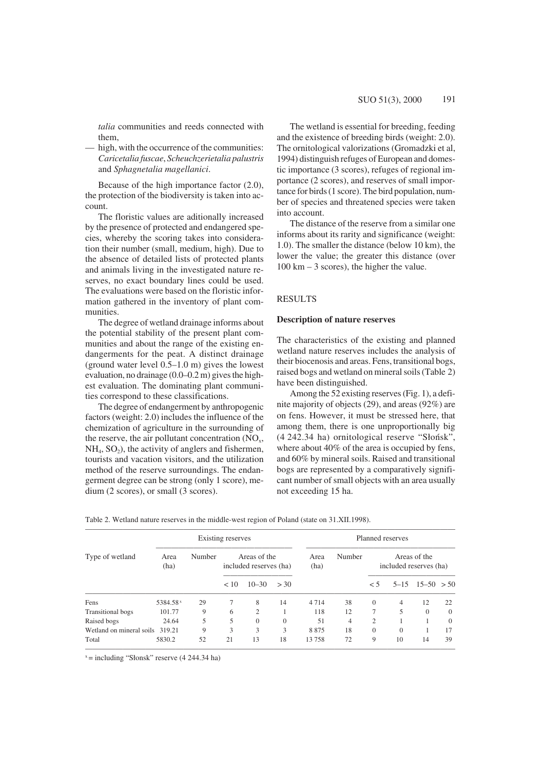*talia* communities and reeds connected with them,

— high, with the occurrence of the communities: *Caricetalia fuscae*, *Scheuchzerietalia palustris* and *Sphagnetalia magellanici*.

Because of the high importance factor (2.0), the protection of the biodiversity is taken into account.

The floristic values are aditionally increased by the presence of protected and endangered species, whereby the scoring takes into consideration their number (small, medium, high). Due to the absence of detailed lists of protected plants and animals living in the investigated nature reserves, no exact boundary lines could be used. The evaluations were based on the floristic information gathered in the inventory of plant communities.

The degree of wetland drainage informs about the potential stability of the present plant communities and about the range of the existing endangerments for the peat. A distinct drainage (ground water level 0.5–1.0 m) gives the lowest evaluation, no drainage (0.0–0.2 m) gives the highest evaluation. The dominating plant communities correspond to these classifications.

The degree of endangerment by anthropogenic factors (weight: 2.0) includes the influence of the chemization of agriculture in the surrounding of the reserve, the air pollutant concentration ($NO_x$, $NH_4$, $SO_2$), the activity of anglers and fishermen, tourists and vacation visitors, and the utilization method of the reserve surroundings. The endangerment degree can be strong (only 1 score), medium (2 scores), or small (3 scores).

The wetland is essential for breeding, feeding and the existence of breeding birds (weight: 2.0). The ornitological valorizations (Gromadzki et al, 1994) distinguish refuges of European and domestic importance (3 scores), refuges of regional importance (2 scores), and reserves of small importance for birds (1 score). The bird population, number of species and threatened species were taken into account.

The distance of the reserve from a similar one informs about its rarity and significance (weight: 1.0). The smaller the distance (below 10 km), the lower the value; the greater this distance (over 100 km – 3 scores), the higher the value.

## RESULTS

### Description of nature reserves

The characteristics of the existing and planned wetland nature reserves includes the analysis of their biocenosis and areas. Fens, transitional bogs, raised bogs and wetland on mineral soils (Table 2) have been distinguished.

Among the 52 existing reserves (Fig. 1), a definite majority of objects (29), and areas (92%) are on fens. However, it must be stressed here, that among them, there is one unproportionally big (4 242.34 ha) ornitological reserve "Słońsk", where about 40% of the area is occupied by fens, and 60% by mineral soils. Raised and transitional bogs are represented by a comparatively significant number of small objects with an area usually not exceeding 15 ha.

Table 2. Wetland nature reserves in the middle-west region of Poland (state on 31.XII.1998).

| Type of wetland | Existing reserves | | | | | Planned reserves | | | | | |
|---|---|---|---|---|---|---|---|---|---|---|---|
| | Area (ha) | Number | Areas of the included reserves (ha) | | | Area (ha) | Number | Areas of the included reserves (ha) | | | |
| | | | < 10 | 10–30 | > 30 | | | < 5 | 5–15 | 15–50 | > 50 |
| Fens | 5384.58 [x] | 29 | 7 | 8 | 14 | 4 714 | 38 | 0 | 4 | 12 | 22 |
| Transitional bogs | 101.77 | 9 | 6 | 2 | 1 | 118 | 12 | 7 | 5 | 0 | 0 |
| Raised bogs | 24.64 | 5 | 5 | 0 | 0 | 51 | 4 | 2 | 1 | 1 | 0 |
| Wetland on mineral soils | 319.21 | 9 | 3 | 3 | 3 | 8 875 | 18 | 0 | 0 | 1 | 17 |
| Total | 5830.2 | 52 | 21 | 13 | 18 | 13 758 | 72 | 9 | 10 | 14 | 39 |

[x] = including "Słonsk" reserve (4 244.34 ha)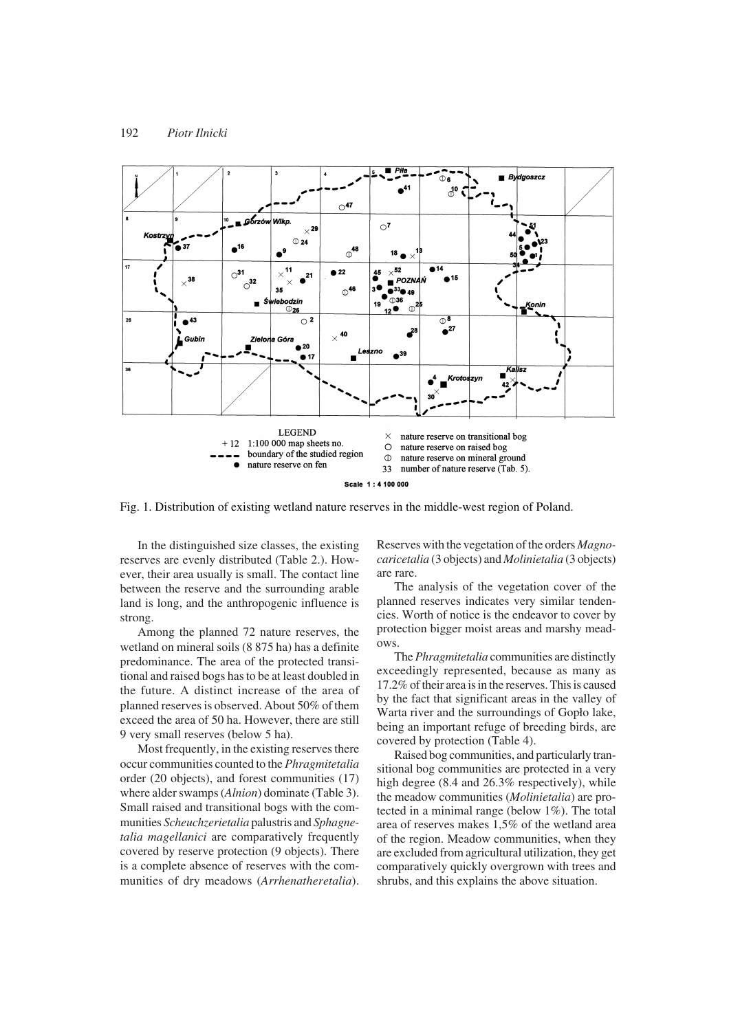Fig. 1. Distribution of existing wetland nature reserves in the middle-west region of Poland.

In the distinguished size classes, the existing reserves are evenly distributed (Table 2.). However, their area usually is small. The contact line between the reserve and the surrounding arable land is long, and the anthropogenic influence is strong.

Among the planned 72 nature reserves, the wetland on mineral soils (8 875 ha) has a definite predominance. The area of the protected transitional and raised bogs has to be at least doubled in the future. A distinct increase of the area of planned reserves is observed. About 50% of them exceed the area of 50 ha. However, there are still 9 very small reserves (below 5 ha).

Most frequently, in the existing reserves there occur communities counted to the *Phragmitetalia* order (20 objects), and forest communities (17) where alder swamps (*Alnion*) dominate (Table 3). Small raised and transitional bogs with the communities *Scheuchzerietalia* palustris and *Sphagnetalia magellanici* are comparatively frequently covered by reserve protection (9 objects). There is a complete absence of reserves with the communities of dry meadows (*Arrhenatheretalia*). Reserves with the vegetation of the orders *Magnocaricetalia* (3 objects) and *Molinietalia* (3 objects) are rare.

The analysis of the vegetation cover of the planned reserves indicates very similar tendencies. Worth of notice is the endeavor to cover by protection bigger moist areas and marshy meadows.

The *Phragmitetalia* communities are distinctly exceedingly represented, because as many as 17.2% of their area is in the reserves. This is caused by the fact that significant areas in the valley of Warta river and the surroundings of Gopło lake, being an important refuge of breeding birds, are covered by protection (Table 4).

Raised bog communities, and particularly transitional bog communities are protected in a very high degree (8.4 and 26.3% respectively), while the meadow communities (*Molinietalia*) are protected in a minimal range (below 1%). The total area of reserves makes 1,5% of the wetland area of the region. Meadow communities, when they are excluded from agricultural utilization, they get comparatively quickly overgrown with trees and shrubs, and this explains the above situation.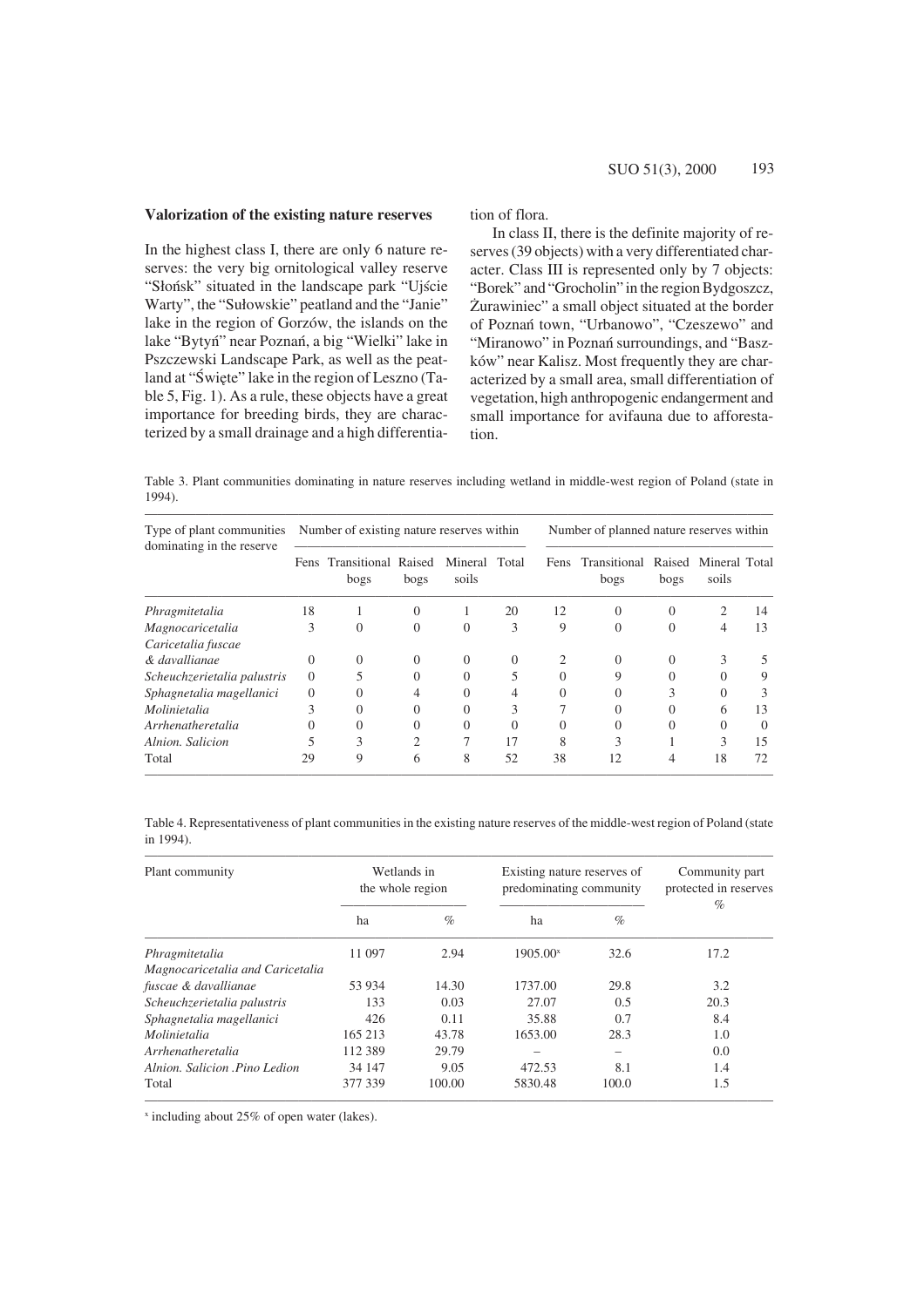### Valorization of the existing nature reserves

In the highest class I, there are only 6 nature reserves: the very big ornitological valley reserve "Słońsk" situated in the landscape park "Ujście Warty", the "Sułowskie" peatland and the "Janie" lake in the region of Gorzów, the islands on the lake "Bytyń" near Poznań, a big "Wielki" lake in Pszczewski Landscape Park, as well as the peatland at "Święte" lake in the region of Leszno (Table 5, Fig. 1). As a rule, these objects have a great importance for breeding birds, they are characterized by a small drainage and a high differentiation of flora.

In class II, there is the definite majority of reserves (39 objects) with a very differentiated character. Class III is represented only by 7 objects: "Borek" and "Grocholin" in the region Bydgoszcz, Żurawiniec" a small object situated at the border of Poznań town, "Urbanowo", "Czeszewo" and "Miranowo" in Poznań surroundings, and "Baszków" near Kalisz. Most frequently they are characterized by a small area, small differentiation of vegetation, high anthropogenic endangerment and small importance for avifauna due to afforestation.

Table 3. Plant communities dominating in nature reserves including wetland in middle-west region of Poland (state in 1994).

| Type of plant communities dominating in the reserve | Number of existing nature reserves within | | | | | Number of planned nature reserves within | | | | |
|---|---|---|---|---|---|---|---|---|---|---|
| | Fens | Transitional bogs | Raised bogs | Mineral soils | Total | Fens | Transitional bogs | Raised bogs | Mineral soils | Total |
| *Phragmitetalia* | 18 | 1 | 0 | 1 | 20 | 12 | 0 | 0 | 2 | 14 |
| *Magnocaricetalia* | 3 | 0 | 0 | 0 | 3 | 9 | 0 | 0 | 4 | 13 |
| *Caricetalia fuscae & davallianae* | 0 | 0 | 0 | 0 | 0 | 2 | 0 | 0 | 3 | 5 |
| *Scheuchzerietalia palustris* | 0 | 5 | 0 | 0 | 5 | 0 | 9 | 0 | 0 | 9 |
| *Sphagnetalia magellanici* | 0 | 0 | 4 | 0 | 4 | 0 | 0 | 3 | 0 | 3 |
| *Molinietalia* | 3 | 0 | 0 | 0 | 3 | 7 | 0 | 0 | 6 | 13 |
| *Arrhenatheretalia* | 0 | 0 | 0 | 0 | 0 | 0 | 0 | 0 | 0 | 0 |
| *Alnion. Salicion* | 5 | 3 | 2 | 7 | 17 | 8 | 3 | 1 | 3 | 15 |
| Total | 29 | 9 | 6 | 8 | 52 | 38 | 12 | 4 | 18 | 72 |

Table 4. Representativeness of plant communities in the existing nature reserves of the middle-west region of Poland (state in 1994).

| Plant community | Wetlands in the whole region | | Existing nature reserves of predominating community | | Community part protected in reserves % |
|---|---|---|---|---|---|
| | ha | % | ha | % | |
| *Phragmitetalia* | 11 097 | 2.94 | 1905.00[x] | 32.6 | 17.2 |
| *Magnocaricetalia and Caricetalia fuscae & davallianae* | 53 934 | 14.30 | 1737.00 | 29.8 | 3.2 |
| *Scheuchzerietalia palustris* | 133 | 0.03 | 27.07 | 0.5 | 20.3 |
| *Sphagnetalia magellanici* | 426 | 0.11 | 35.88 | 0.7 | 8.4 |
| *Molinietalia* | 165 213 | 43.78 | 1653.00 | 28.3 | 1.0 |
| *Arrhenatheretalia* | 112 389 | 29.79 | – | – | 0.0 |
| *Alnion. Salicion .Pino Ledion* | 34 147 | 9.05 | 472.53 | 8.1 | 1.4 |
| Total | 377 339 | 100.00 | 5830.48 | 100.0 | 1.5 |

[x] including about 25% of open water (lakes).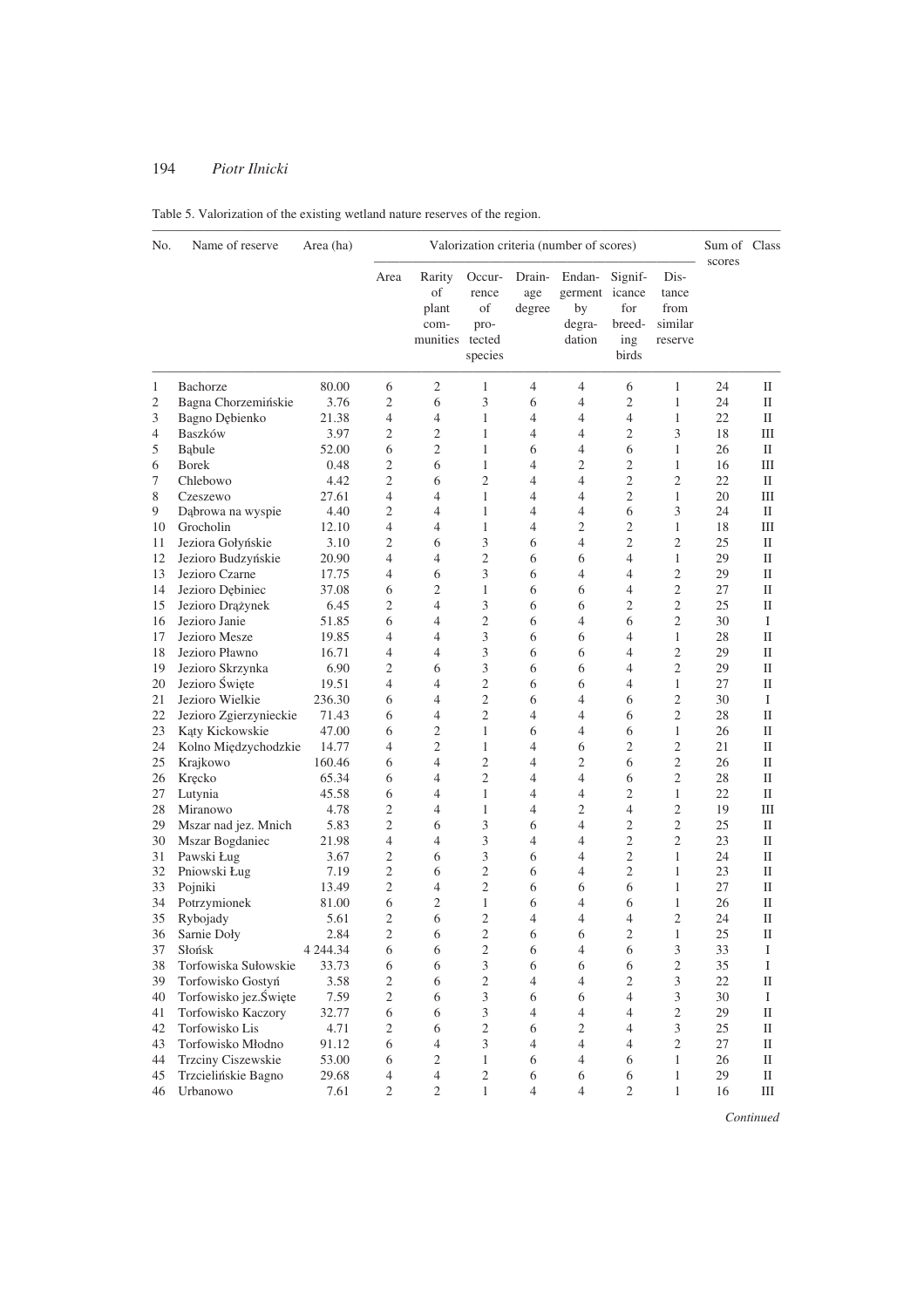Table 5. Valorization of the existing wetland nature reserves of the region.

| No. | Name of reserve | Area (ha) | Valorization criteria (number of scores) | | | | | | | Sum of scores | Class |
|---|---|---|---|---|---|---|---|---|---|---|---|
| | | | Area | Rarity of plant com-munities | Occur-rence of pro-tected species | Drain-age degree | Endan-germent by degra-dation | Signif-icance for breed-ing birds | Dis-tance from similar reserve | | |
| 1 | Bachorze | 80.00 | 6 | 2 | 1 | 4 | 4 | 6 | 1 | 24 | II |
| 2 | Bagna Chorzemińskie | 3.76 | 2 | 6 | 3 | 6 | 4 | 2 | 1 | 24 | II |
| 3 | Bagno Dębienko | 21.38 | 4 | 4 | 1 | 4 | 4 | 4 | 1 | 22 | II |
| 4 | Baszków | 3.97 | 2 | 2 | 1 | 4 | 4 | 2 | 3 | 18 | III |
| 5 | Bąbule | 52.00 | 6 | 2 | 1 | 6 | 4 | 6 | 1 | 26 | II |
| 6 | Borek | 0.48 | 2 | 6 | 1 | 4 | 2 | 2 | 1 | 16 | III |
| 7 | Chlebowo | 4.42 | 2 | 6 | 2 | 4 | 4 | 2 | 2 | 22 | II |
| 8 | Czeszewo | 27.61 | 4 | 4 | 1 | 4 | 4 | 2 | 1 | 20 | III |
| 9 | Dąbrowa na wyspie | 4.40 | 2 | 4 | 1 | 4 | 4 | 6 | 3 | 24 | II |
| 10 | Grocholin | 12.10 | 4 | 4 | 1 | 4 | 2 | 2 | 1 | 18 | III |
| 11 | Jeziora Gołyńskie | 3.10 | 2 | 6 | 3 | 6 | 4 | 2 | 2 | 25 | II |
| 12 | Jezioro Budzyńskie | 20.90 | 4 | 4 | 2 | 6 | 6 | 4 | 1 | 29 | II |
| 13 | Jezioro Czarne | 17.75 | 4 | 6 | 3 | 6 | 4 | 4 | 2 | 29 | II |
| 14 | Jezioro Dębiniec | 37.08 | 6 | 2 | 1 | 6 | 6 | 4 | 2 | 27 | II |
| 15 | Jezioro Drążynek | 6.45 | 2 | 4 | 3 | 6 | 6 | 2 | 2 | 25 | II |
| 16 | Jezioro Janie | 51.85 | 6 | 4 | 2 | 6 | 4 | 6 | 2 | 30 | I |
| 17 | Jezioro Mesze | 19.85 | 4 | 4 | 3 | 6 | 6 | 4 | 1 | 28 | II |
| 18 | Jezioro Pławno | 16.71 | 4 | 4 | 3 | 6 | 6 | 4 | 2 | 29 | II |
| 19 | Jezioro Skrzynka | 6.90 | 2 | 6 | 3 | 6 | 6 | 4 | 2 | 29 | II |
| 20 | Jezioro Święte | 19.51 | 4 | 4 | 2 | 6 | 6 | 4 | 1 | 27 | II |
| 21 | Jezioro Wielkie | 236.30 | 6 | 4 | 2 | 6 | 4 | 6 | 2 | 30 | I |
| 22 | Jezioro Zgierzynieckie | 71.43 | 6 | 4 | 2 | 4 | 4 | 6 | 2 | 28 | II |
| 23 | Kąty Kickowskie | 47.00 | 6 | 2 | 1 | 6 | 4 | 6 | 1 | 26 | II |
| 24 | Kolno Międzychodzkie | 14.77 | 4 | 2 | 1 | 4 | 6 | 2 | 2 | 21 | II |
| 25 | Krajkowo | 160.46 | 6 | 4 | 2 | 4 | 2 | 6 | 2 | 26 | II |
| 26 | Kręcko | 65.34 | 6 | 4 | 2 | 4 | 4 | 6 | 2 | 28 | II |
| 27 | Lutynia | 45.58 | 6 | 4 | 1 | 4 | 4 | 2 | 1 | 22 | II |
| 28 | Miranowo | 4.78 | 2 | 4 | 1 | 4 | 2 | 4 | 2 | 19 | III |
| 29 | Mszar nad jez. Mnich | 5.83 | 2 | 6 | 3 | 6 | 4 | 2 | 2 | 25 | II |
| 30 | Mszar Bogdaniec | 21.98 | 4 | 4 | 3 | 4 | 4 | 2 | 2 | 23 | II |
| 31 | Pawski Ług | 3.67 | 2 | 6 | 3 | 6 | 4 | 2 | 1 | 24 | II |
| 32 | Pniowski Ług | 7.19 | 2 | 6 | 2 | 6 | 4 | 2 | 1 | 23 | II |
| 33 | Pojniki | 13.49 | 2 | 4 | 2 | 6 | 6 | 6 | 1 | 27 | II |
| 34 | Potrzymionek | 81.00 | 6 | 2 | 1 | 6 | 4 | 6 | 1 | 26 | II |
| 35 | Rybojady | 5.61 | 2 | 6 | 2 | 4 | 4 | 4 | 2 | 24 | II |
| 36 | Sarnie Doły | 2.84 | 2 | 6 | 2 | 6 | 6 | 2 | 1 | 25 | II |
| 37 | Słońsk | 4 244.34 | 6 | 6 | 2 | 6 | 4 | 6 | 3 | 33 | I |
| 38 | Torfowiska Sułowskie | 33.73 | 6 | 6 | 3 | 6 | 6 | 6 | 2 | 35 | I |
| 39 | Torfowisko Gostyń | 3.58 | 2 | 6 | 2 | 4 | 4 | 2 | 3 | 22 | II |
| 40 | Torfowisko jez.Święte | 7.59 | 2 | 6 | 3 | 6 | 6 | 4 | 3 | 30 | I |
| 41 | Torfowisko Kaczory | 32.77 | 6 | 6 | 3 | 4 | 4 | 4 | 2 | 29 | II |
| 42 | Torfowisko Lis | 4.71 | 2 | 6 | 2 | 6 | 2 | 4 | 3 | 25 | II |
| 43 | Torfowisko Młodno | 91.12 | 6 | 4 | 3 | 4 | 4 | 4 | 2 | 27 | II |
| 44 | Trzciny Ciszewskie | 53.00 | 6 | 2 | 1 | 6 | 4 | 6 | 1 | 26 | II |
| 45 | Trzcielińskie Bagno | 29.68 | 4 | 4 | 2 | 6 | 6 | 6 | 1 | 29 | II |
| 46 | Urbanowo | 7.61 | 2 | 2 | 1 | 4 | 4 | 2 | 1 | 16 | III |

*Continued*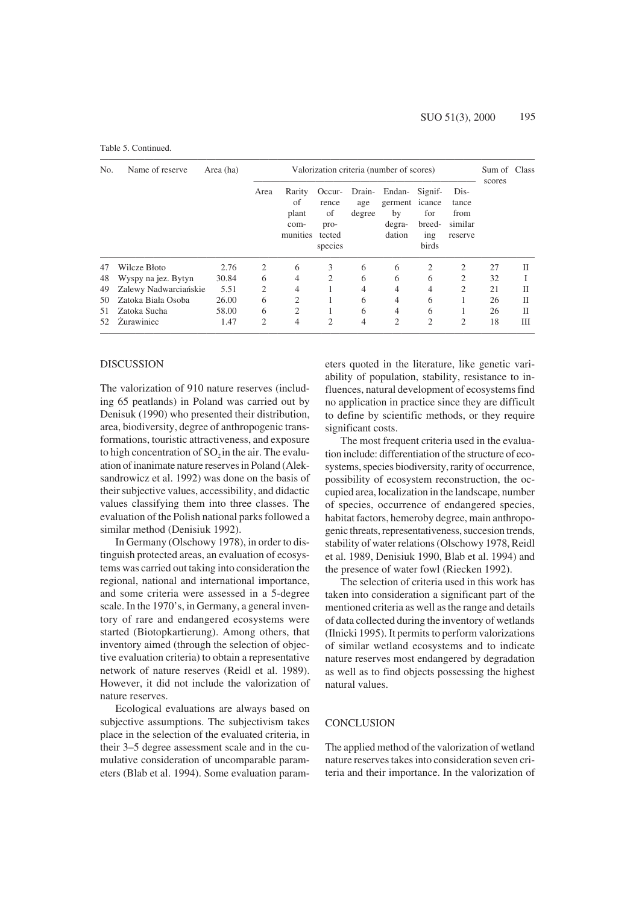Table 5. Continued.

| No. | Name of reserve | Area (ha) | Valorization criteria (number of scores) | | | | | | | Sum of scores | Class |
|---|---|---|---|---|---|---|---|---|---|---|---|
| | | | Area | Rarity of plant communities | Occurrence of protected species | Drainage degree | Endangerment by degradation | Significance for breeding birds | Distance from similar reserve | | |
| 47 | Wilcze Błoto | 2.76 | 2 | 6 | 3 | 6 | 6 | 2 | 2 | 27 | II |
| 48 | Wyspy na jez. Bytyn | 30.84 | 6 | 4 | 2 | 6 | 6 | 6 | 2 | 32 | I |
| 49 | Zalewy Nadwarciańskie | 5.51 | 2 | 4 | 1 | 4 | 4 | 4 | 2 | 21 | II |
| 50 | Zatoka Biała Osoba | 26.00 | 6 | 2 | 1 | 6 | 4 | 6 | 1 | 26 | II |
| 51 | Zatoka Sucha | 58.00 | 6 | 2 | 1 | 6 | 4 | 6 | 1 | 26 | II |
| 52 | Żurawiniec | 1.47 | 2 | 4 | 2 | 4 | 2 | 2 | 2 | 18 | III |

## DISCUSSION

The valorization of 910 nature reserves (including 65 peatlands) in Poland was carried out by Denisuk (1990) who presented their distribution, area, biodiversity, degree of anthropogenic transformations, touristic attractiveness, and exposure to high concentration of $SO_2$ in the air. The evaluation of inanimate nature reserves in Poland (Aleksandrowicz et al. 1992) was done on the basis of their subjective values, accessibility, and didactic values classifying them into three classes. The evaluation of the Polish national parks followed a similar method (Denisiuk 1992).

In Germany (Olschowy 1978), in order to distinguish protected areas, an evaluation of ecosystems was carried out taking into consideration the regional, national and international importance, and some criteria were assessed in a 5-degree scale. In the 1970's, in Germany, a general inventory of rare and endangered ecosystems were started (Biotopkartierung). Among others, that inventory aimed (through the selection of objective evaluation criteria) to obtain a representative network of nature reserves (Reidl et al. 1989). However, it did not include the valorization of nature reserves.

Ecological evaluations are always based on subjective assumptions. The subjectivism takes place in the selection of the evaluated criteria, in their 3–5 degree assessment scale and in the cumulative consideration of uncomparable parameters (Blab et al. 1994). Some evaluation parameters quoted in the literature, like genetic variability of population, stability, resistance to influences, natural development of ecosystems find no application in practice since they are difficult to define by scientific methods, or they require significant costs.

The most frequent criteria used in the evaluation include: differentiation of the structure of ecosystems, species biodiversity, rarity of occurrence, possibility of ecosystem reconstruction, the occupied area, localization in the landscape, number of species, occurrence of endangered species, habitat factors, hemeroby degree, main anthropogenic threats, representativeness, succesion trends, stability of water relations (Olschowy 1978, Reidl et al. 1989, Denisiuk 1990, Blab et al. 1994) and the presence of water fowl (Riecken 1992).

The selection of criteria used in this work has taken into consideration a significant part of the mentioned criteria as well as the range and details of data collected during the inventory of wetlands (Ilnicki 1995). It permits to perform valorizations of similar wetland ecosystems and to indicate nature reserves most endangered by degradation as well as to find objects possessing the highest natural values.

## CONCLUSION

The applied method of the valorization of wetland nature reserves takes into consideration seven criteria and their importance. In the valorization of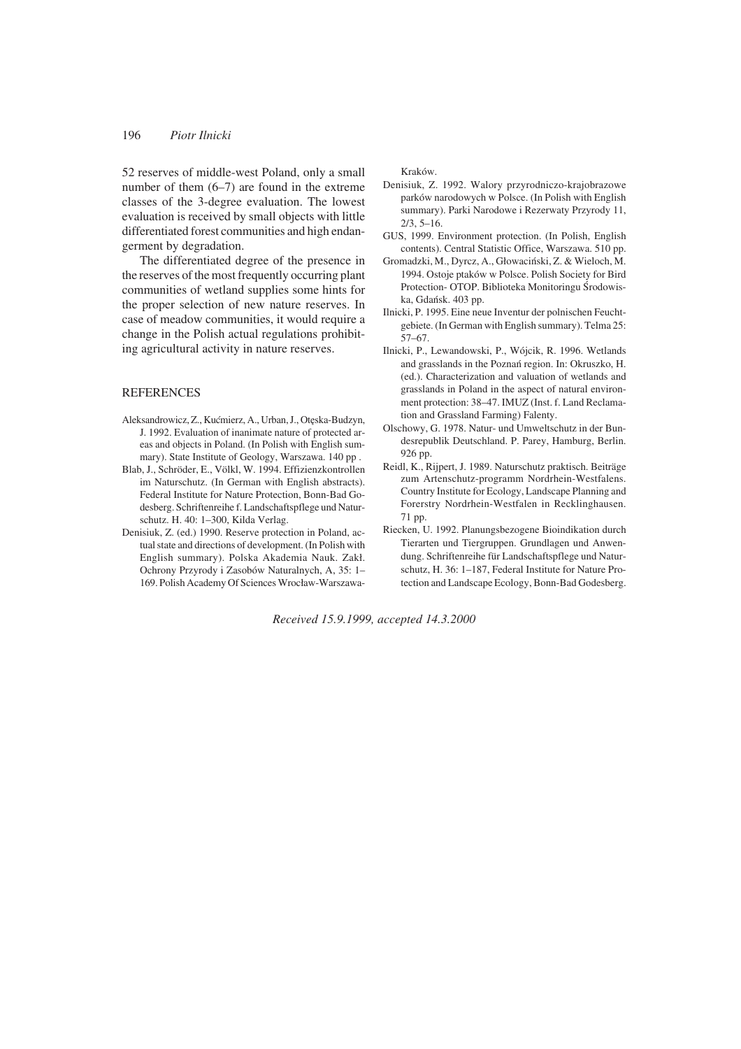52 reserves of middle-west Poland, only a small number of them (6–7) are found in the extreme classes of the 3-degree evaluation. The lowest evaluation is received by small objects with little differentiated forest communities and high endangerment by degradation.

The differentiated degree of the presence in the reserves of the most frequently occurring plant communities of wetland supplies some hints for the proper selection of new nature reserves. In case of meadow communities, it would require a change in the Polish actual regulations prohibiting agricultural activity in nature reserves.

## REFERENCES

Aleksandrowicz, Z., Kućmierz, A., Urban, J., Otęska-Budzyn, J. 1992. Evaluation of inanimate nature of protected areas and objects in Poland. (In Polish with English summary). State Institute of Geology, Warszawa. 140 pp .

Blab, J., Schröder, E., Völkl, W. 1994. Effizienzkontrollen im Naturschutz. (In German with English abstracts). Federal Institute for Nature Protection, Bonn-Bad Godesberg. Schriftenreihe f. Landschaftspflege und Naturschutz. H. 40: 1–300, Kilda Verlag.

Denisiuk, Z. (ed.) 1990. Reserve protection in Poland, actual state and directions of development. (In Polish with English summary). Polska Akademia Nauk. Zakł. Ochrony Przyrody i Zasobów Naturalnych, A, 35: 1–169. Polish Academy Of Sciences Wrocław-Warszawa-Kraków.

Denisiuk, Z. 1992. Walory przyrodniczo-krajobrazowe parków narodowych w Polsce. (In Polish with English summary). Parki Narodowe i Rezerwaty Przyrody 11, 2/3, 5–16.

GUS, 1999. Environment protection. (In Polish, English contents). Central Statistic Office, Warszawa. 510 pp.

Gromadzki, M., Dyrcz, A., Głowaciński, Z. & Wieloch, M. 1994. Ostoje ptaków w Polsce. Polish Society for Bird Protection- OTOP. Biblioteka Monitoringu Środowiska, Gdańsk. 403 pp.

Ilnicki, P. 1995. Eine neue Inventur der polnischen Feuchtgebiete. (In German with English summary). Telma 25: 57–67.

Ilnicki, P., Lewandowski, P., Wójcik, R. 1996. Wetlands and grasslands in the Poznań region. In: Okruszko, H. (ed.). Characterization and valuation of wetlands and grasslands in Poland in the aspect of natural environment protection: 38–47. IMUZ (Inst. f. Land Reclamation and Grassland Farming) Falenty.

Olschowy, G. 1978. Natur- und Umweltschutz in der Bundesrepublik Deutschland. P. Parey, Hamburg, Berlin. 926 pp.

Reidl, K., Rijpert, J. 1989. Naturschutz praktisch. Beiträge zum Artenschutz-programm Nordrhein-Westfalens. Country Institute for Ecology, Landscape Planning and Forerstry Nordrhein-Westfalen in Recklinghausen. 71 pp.

Riecken, U. 1992. Planungsbezogene Bioindikation durch Tierarten und Tiergruppen. Grundlagen und Anwendung. Schriftenreihe für Landschaftspflege und Naturschutz, H. 36: 1–187, Federal Institute for Nature Protection and Landscape Ecology, Bonn-Bad Godesberg.

*Received 15.9.1999, accepted 14.3.2000*